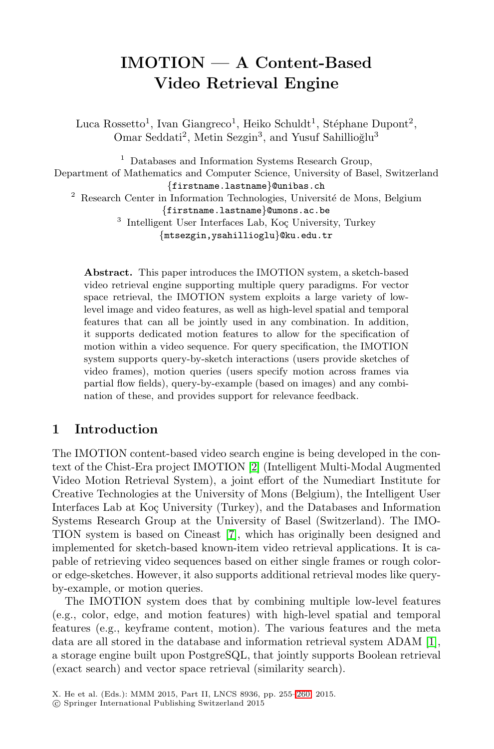# IMOTION — A Content-Based Video Retrieval Engine

Luca Rossetto[1], Ivan Giangreco[1], Heiko Schuldt[1], Stéphane Dupont[2], Omar Seddati[2], Metin Sezgin[3], and Yusuf Sahillioğlu[3]

[1] Databases and Information Systems Research Group, Department of Mathematics and Computer Science, University of Basel, Switzerland
{firstname.lastname}@unibas.ch

[2] Research Center in Information Technologies, Université de Mons, Belgium
{firstname.lastname}@umons.ac.be

[3] Intelligent User Interfaces Lab, Koç University, Turkey
{mtsezgin,ysahillioglu}@ku.edu.tr

**Abstract.** This paper introduces the IMOTION system, a sketch-based video retrieval engine supporting multiple query paradigms. For vector space retrieval, the IMOTION system exploits a large variety of low-level image and video features, as well as high-level spatial and temporal features that can all be jointly used in any combination. In addition, it supports dedicated motion features to allow for the specification of motion within a video sequence. For query specification, the IMOTION system supports query-by-sketch interactions (users provide sketches of video frames), motion queries (users specify motion across frames via partial flow fields), query-by-example (based on images) and any combination of these, and provides support for relevance feedback.

## 1 Introduction

The IMOTION content-based video search engine is being developed in the context of the Chist-Era project IMOTION [2] (Intelligent Multi-Modal Augmented Video Motion Retrieval System), a joint effort of the Numediart Institute for Creative Technologies at the University of Mons (Belgium), the Intelligent User Interfaces Lab at Koç University (Turkey), and the Databases and Information Systems Research Group at the University of Basel (Switzerland). The IMOTION system is based on Cineast [7], which has originally been designed and implemented for sketch-based known-item video retrieval applications. It is capable of retrieving video sequences based on either single frames or rough color- or edge-sketches. However, it also supports additional retrieval modes like query-by-example, or motion queries.

The IMOTION system does that by combining multiple low-level features (e.g., color, edge, and motion features) with high-level spatial and temporal features (e.g., keyframe content, motion). The various features and the meta data are all stored in the database and information retrieval system ADAM [1], a storage engine built upon PostgreSQL, that jointly supports Boolean retrieval (exact search) and vector space retrieval (similarity search).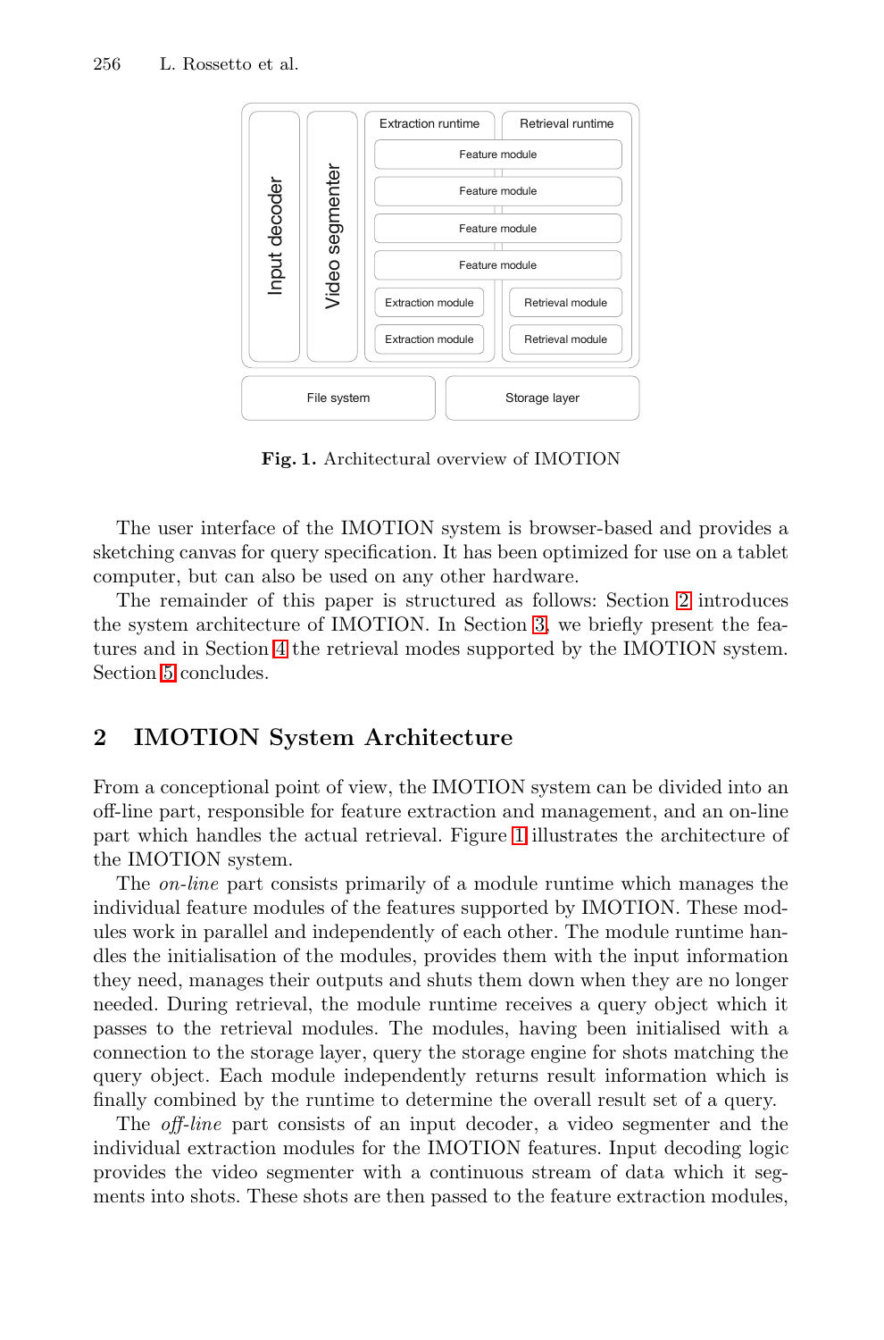Fig. 1. Architectural overview of IMOTION

The user interface of the IMOTION system is browser-based and provides a sketching canvas for query specification. It has been optimized for use on a tablet computer, but can also be used on any other hardware.

The remainder of this paper is structured as follows: Section 2 introduces the system architecture of IMOTION. In Section 3, we briefly present the features and in Section 4 the retrieval modes supported by the IMOTION system. Section 5 concludes.

## 2 IMOTION System Architecture

From a conceptional point of view, the IMOTION system can be divided into an off-line part, responsible for feature extraction and management, and an on-line part which handles the actual retrieval. Figure 1 illustrates the architecture of the IMOTION system.

The *on-line* part consists primarily of a module runtime which manages the individual feature modules of the features supported by IMOTION. These modules work in parallel and independently of each other. The module runtime handles the initialisation of the modules, provides them with the input information they need, manages their outputs and shuts them down when they are no longer needed. During retrieval, the module runtime receives a query object which it passes to the retrieval modules. The modules, having been initialised with a connection to the storage layer, query the storage engine for shots matching the query object. Each module independently returns result information which is finally combined by the runtime to determine the overall result set of a query.

The *off-line* part consists of an input decoder, a video segmenter and the individual extraction modules for the IMOTION features. Input decoding logic provides the video segmenter with a continuous stream of data which it segments into shots. These shots are then passed to the feature extraction modules,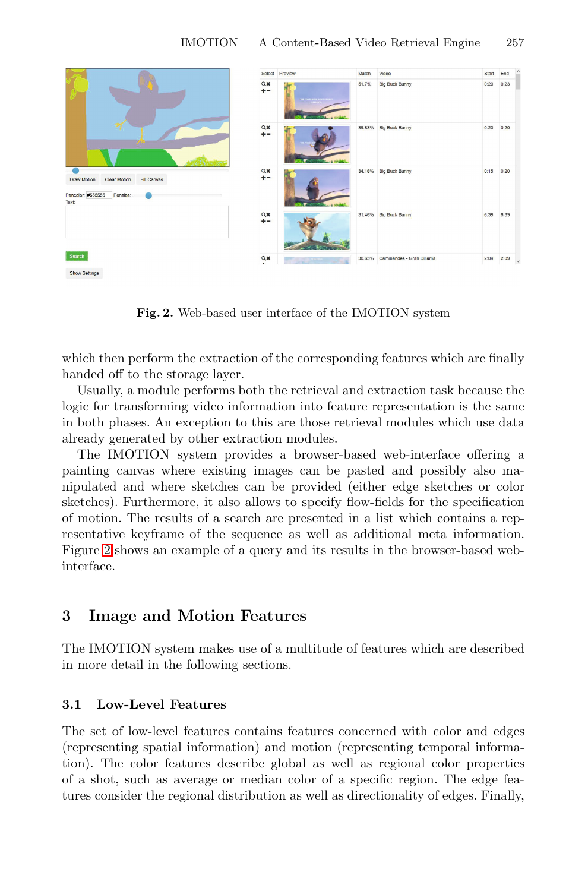**Fig. 2.** Web-based user interface of the IMOTION system

which then perform the extraction of the corresponding features which are finally handed off to the storage layer.

Usually, a module performs both the retrieval and extraction task because the logic for transforming video information into feature representation is the same in both phases. An exception to this are those retrieval modules which use data already generated by other extraction modules.

The IMOTION system provides a browser-based web-interface offering a painting canvas where existing images can be pasted and possibly also manipulated and where sketches can be provided (either edge sketches or color sketches). Furthermore, it also allows to specify flow-fields for the specification of motion. The results of a search are presented in a list which contains a representative keyframe of the sequence as well as additional meta information. Figure 2 shows an example of a query and its results in the browser-based web-interface.

## 3 Image and Motion Features

The IMOTION system makes use of a multitude of features which are described in more detail in the following sections.

### 3.1 Low-Level Features

The set of low-level features contains features concerned with color and edges (representing spatial information) and motion (representing temporal information). The color features describe global as well as regional color properties of a shot, such as average or median color of a specific region. The edge features consider the regional distribution as well as directionality of edges. Finally,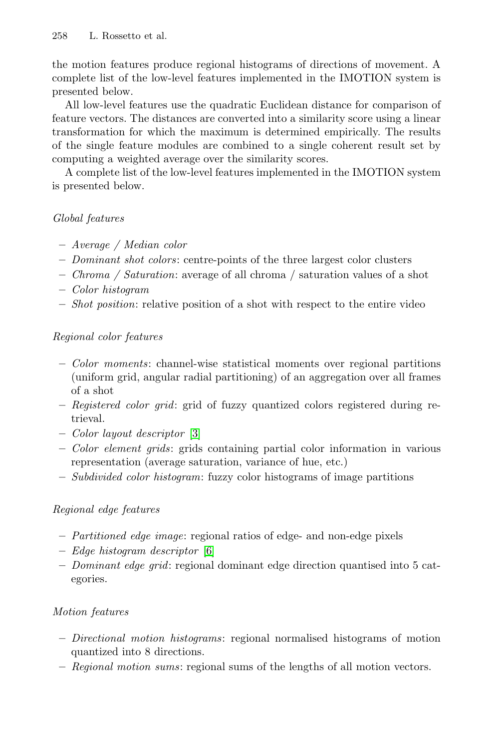the motion features produce regional histograms of directions of movement. A complete list of the low-level features implemented in the IMOTION system is presented below.

All low-level features use the quadratic Euclidean distance for comparison of feature vectors. The distances are converted into a similarity score using a linear transformation for which the maximum is determined empirically. The results of the single feature modules are combined to a single coherent result set by computing a weighted average over the similarity scores.

A complete list of the low-level features implemented in the IMOTION system is presented below.

*Global features*

- *Average / Median color*
- *Dominant shot colors*: centre-points of the three largest color clusters
- *Chroma / Saturation*: average of all chroma / saturation values of a shot
- *Color histogram*
- *Shot position*: relative position of a shot with respect to the entire video

*Regional color features*

- *Color moments*: channel-wise statistical moments over regional partitions (uniform grid, angular radial partitioning) of an aggregation over all frames of a shot
- *Registered color grid*: grid of fuzzy quantized colors registered during retrieval.
- *Color layout descriptor* [3]
- *Color element grids*: grids containing partial color information in various representation (average saturation, variance of hue, etc.)
- *Subdivided color histogram*: fuzzy color histograms of image partitions

*Regional edge features*

- *Partitioned edge image*: regional ratios of edge- and non-edge pixels
- *Edge histogram descriptor* [6]
- *Dominant edge grid*: regional dominant edge direction quantised into 5 categories.

*Motion features*

- *Directional motion histograms*: regional normalised histograms of motion quantized into 8 directions.
- *Regional motion sums*: regional sums of the lengths of all motion vectors.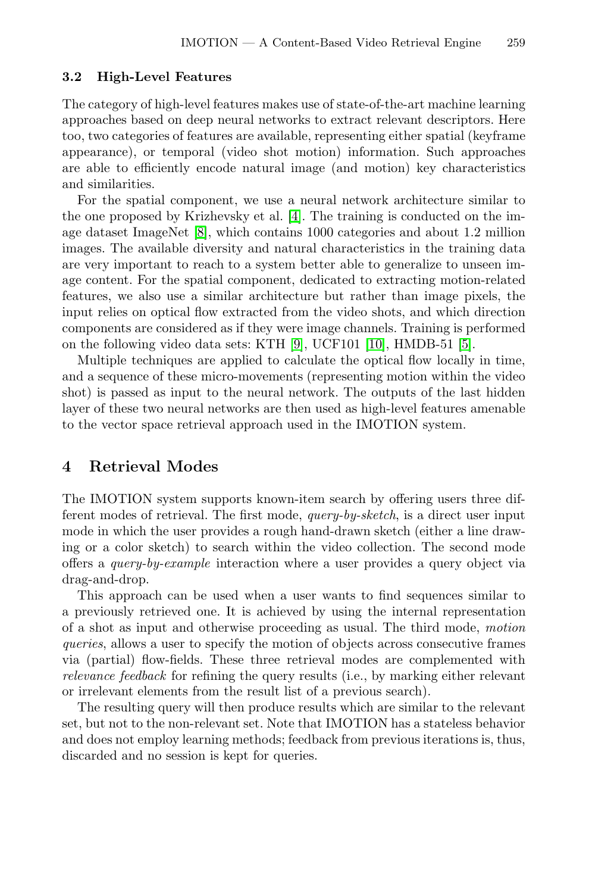### 3.2 High-Level Features

The category of high-level features makes use of state-of-the-art machine learning approaches based on deep neural networks to extract relevant descriptors. Here too, two categories of features are available, representing either spatial (keyframe appearance), or temporal (video shot motion) information. Such approaches are able to efficiently encode natural image (and motion) key characteristics and similarities.

For the spatial component, we use a neural network architecture similar to the one proposed by Krizhevsky et al. [4]. The training is conducted on the image dataset ImageNet [8], which contains 1000 categories and about 1.2 million images. The available diversity and natural characteristics in the training data are very important to reach to a system better able to generalize to unseen image content. For the spatial component, dedicated to extracting motion-related features, we also use a similar architecture but rather than image pixels, the input relies on optical flow extracted from the video shots, and which direction components are considered as if they were image channels. Training is performed on the following video data sets: KTH [9], UCF101 [10], HMDB-51 [5].

Multiple techniques are applied to calculate the optical flow locally in time, and a sequence of these micro-movements (representing motion within the video shot) is passed as input to the neural network. The outputs of the last hidden layer of these two neural networks are then used as high-level features amenable to the vector space retrieval approach used in the IMOTION system.

## 4 Retrieval Modes

The IMOTION system supports known-item search by offering users three different modes of retrieval. The first mode, *query-by-sketch*, is a direct user input mode in which the user provides a rough hand-drawn sketch (either a line drawing or a color sketch) to search within the video collection. The second mode offers a *query-by-example* interaction where a user provides a query object via drag-and-drop.

This approach can be used when a user wants to find sequences similar to a previously retrieved one. It is achieved by using the internal representation of a shot as input and otherwise proceeding as usual. The third mode, *motion queries*, allows a user to specify the motion of objects across consecutive frames via (partial) flow-fields. These three retrieval modes are complemented with *relevance feedback* for refining the query results (i.e., by marking either relevant or irrelevant elements from the result list of a previous search).

The resulting query will then produce results which are similar to the relevant set, but not to the non-relevant set. Note that IMOTION has a stateless behavior and does not employ learning methods; feedback from previous iterations is, thus, discarded and no session is kept for queries.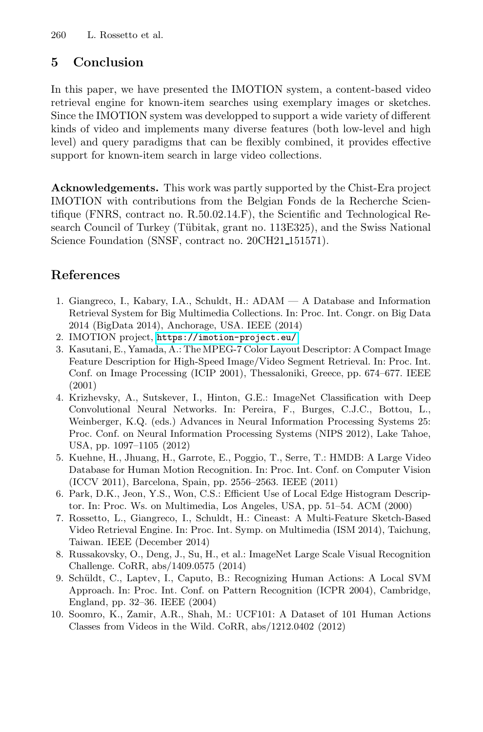## 5 Conclusion

In this paper, we have presented the IMOTION system, a content-based video retrieval engine for known-item searches using exemplary images or sketches. Since the IMOTION system was developped to support a wide variety of different kinds of video and implements many diverse features (both low-level and high level) and query paradigms that can be flexibly combined, it provides effective support for known-item search in large video collections.

**Acknowledgements.** This work was partly supported by the Chist-Era project IMOTION with contributions from the Belgian Fonds de la Recherche Scientifique (FNRS, contract no. R.50.02.14.F), the Scientific and Technological Research Council of Turkey (Tübitak, grant no. 113E325), and the Swiss National Science Foundation (SNSF, contract no. 20CH21_151571).

## References

1. Giangreco, I., Kabary, I.A., Schuldt, H.: ADAM — A Database and Information Retrieval System for Big Multimedia Collections. In: Proc. Int. Congr. on Big Data 2014 (BigData 2014), Anchorage, USA. IEEE (2014)
2. IMOTION project, https://imotion-project.eu/
3. Kasutani, E., Yamada, A.: The MPEG-7 Color Layout Descriptor: A Compact Image Feature Description for High-Speed Image/Video Segment Retrieval. In: Proc. Int. Conf. on Image Processing (ICIP 2001), Thessaloniki, Greece, pp. 674–677. IEEE (2001)
4. Krizhevsky, A., Sutskever, I., Hinton, G.E.: ImageNet Classification with Deep Convolutional Neural Networks. In: Pereira, F., Burges, C.J.C., Bottou, L., Weinberger, K.Q. (eds.) Advances in Neural Information Processing Systems 25: Proc. Conf. on Neural Information Processing Systems (NIPS 2012), Lake Tahoe, USA, pp. 1097–1105 (2012)
5. Kuehne, H., Jhuang, H., Garrote, E., Poggio, T., Serre, T.: HMDB: A Large Video Database for Human Motion Recognition. In: Proc. Int. Conf. on Computer Vision (ICCV 2011), Barcelona, Spain, pp. 2556–2563. IEEE (2011)
6. Park, D.K., Jeon, Y.S., Won, C.S.: Efficient Use of Local Edge Histogram Descriptor. In: Proc. Ws. on Multimedia, Los Angeles, USA, pp. 51–54. ACM (2000)
7. Rossetto, L., Giangreco, I., Schuldt, H.: Cineast: A Multi-Feature Sketch-Based Video Retrieval Engine. In: Proc. Int. Symp. on Multimedia (ISM 2014), Taichung, Taiwan. IEEE (December 2014)
8. Russakovsky, O., Deng, J., Su, H., et al.: ImageNet Large Scale Visual Recognition Challenge. CoRR, abs/1409.0575 (2014)
9. Schüldt, C., Laptev, I., Caputo, B.: Recognizing Human Actions: A Local SVM Approach. In: Proc. Int. Conf. on Pattern Recognition (ICPR 2004), Cambridge, England, pp. 32–36. IEEE (2004)
10. Soomro, K., Zamir, A.R., Shah, M.: UCF101: A Dataset of 101 Human Actions Classes from Videos in the Wild. CoRR, abs/1212.0402 (2012)